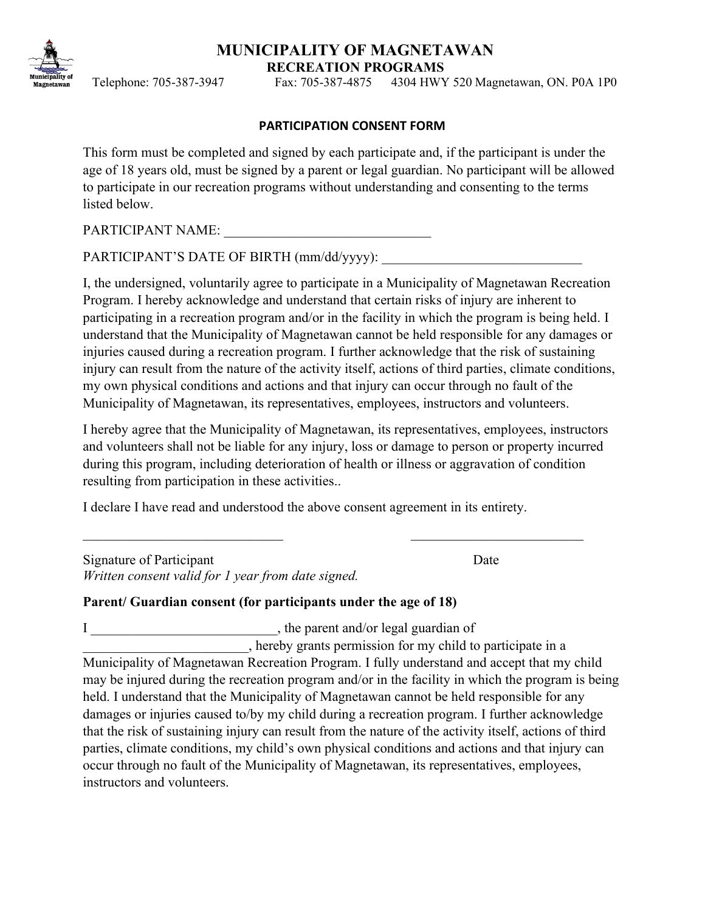# MUNICIPALITY OF MAGNETAWAN

## RECREATION PROGRAMS

Telephone: 705-387-3947 Fax: 705-387-4875 4304 HWY 520 Magnetawan, ON. P0A 1P0

### PARTICIPATION CONSENT FORM

This form must be completed and signed by each participate and, if the participant is under the age of 18 years old, must be signed by a parent or legal guardian. No participant will be allowed to participate in our recreation programs without understanding and consenting to the terms listed below.

PARTICIPANT NAME: ______________________________

PARTICIPANT'S DATE OF BIRTH (mm/dd/yyyy): ______________________________

I, the undersigned, voluntarily agree to participate in a Municipality of Magnetawan Recreation Program. I hereby acknowledge and understand that certain risks of injury are inherent to participating in a recreation program and/or in the facility in which the program is being held. I understand that the Municipality of Magnetawan cannot be held responsible for any damages or injuries caused during a recreation program. I further acknowledge that the risk of sustaining injury can result from the nature of the activity itself, actions of third parties, climate conditions, my own physical conditions and actions and that injury can occur through no fault of the Municipality of Magnetawan, its representatives, employees, instructors and volunteers.

I hereby agree that the Municipality of Magnetawan, its representatives, employees, instructors and volunteers shall not be liable for any injury, loss or damage to person or property incurred during this program, including deterioration of health or illness or aggravation of condition resulting from participation in these activities..

I declare I have read and understood the above consent agreement in its entirety.

_____________________________ _________________________

Signature of Participant Date

*Written consent valid for 1 year from date signed.*

**Parent/ Guardian consent (for participants under the age of 18)**

I ___________________________, the parent and/or legal guardian of ________________________, hereby grants permission for my child to participate in a Municipality of Magnetawan Recreation Program. I fully understand and accept that my child may be injured during the recreation program and/or in the facility in which the program is being held. I understand that the Municipality of Magnetawan cannot be held responsible for any damages or injuries caused to/by my child during a recreation program. I further acknowledge that the risk of sustaining injury can result from the nature of the activity itself, actions of third parties, climate conditions, my child's own physical conditions and actions and that injury can occur through no fault of the Municipality of Magnetawan, its representatives, employees, instructors and volunteers.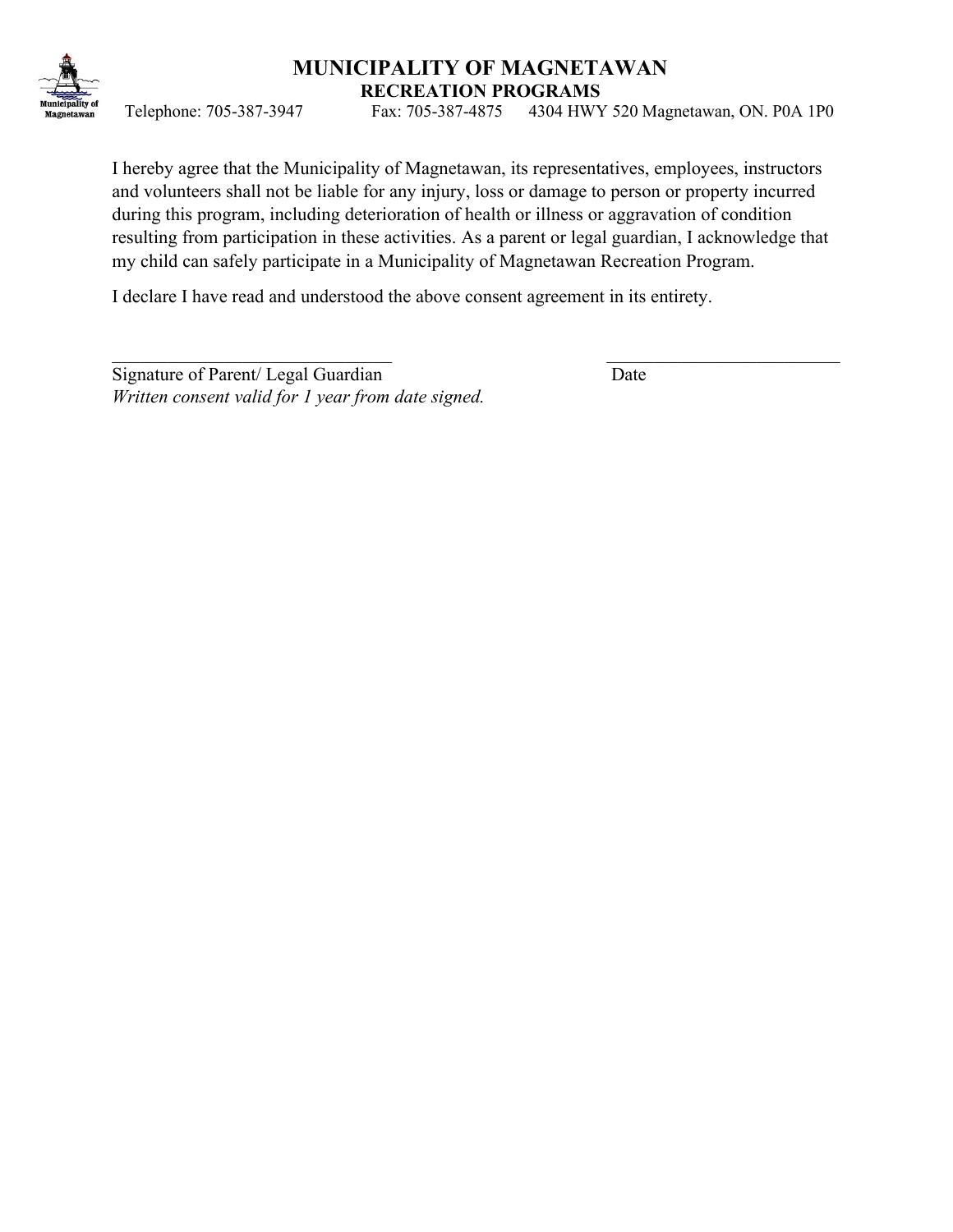# MUNICIPALITY OF MAGNETAWAN

## RECREATION PROGRAMS

Telephone: 705-387-3947 Fax: 705-387-4875 4304 HWY 520 Magnetawan, ON. P0A 1P0

I hereby agree that the Municipality of Magnetawan, its representatives, employees, instructors and volunteers shall not be liable for any injury, loss or damage to person or property incurred during this program, including deterioration of health or illness or aggravation of condition resulting from participation in these activities. As a parent or legal guardian, I acknowledge that my child can safely participate in a Municipality of Magnetawan Recreation Program.

I declare I have read and understood the above consent agreement in its entirety.

\_\_\_\_\_\_\_\_\_\_\_\_\_\_\_\_\_\_\_\_\_\_\_\_\_\_\_\_\_\_\_\_ \_\_\_\_\_\_\_\_\_\_\_\_\_\_\_\_\_\_\_\_\_\_\_\_\_\_\_
Signature of Parent/ Legal Guardian Date

*Written consent valid for 1 year from date signed.*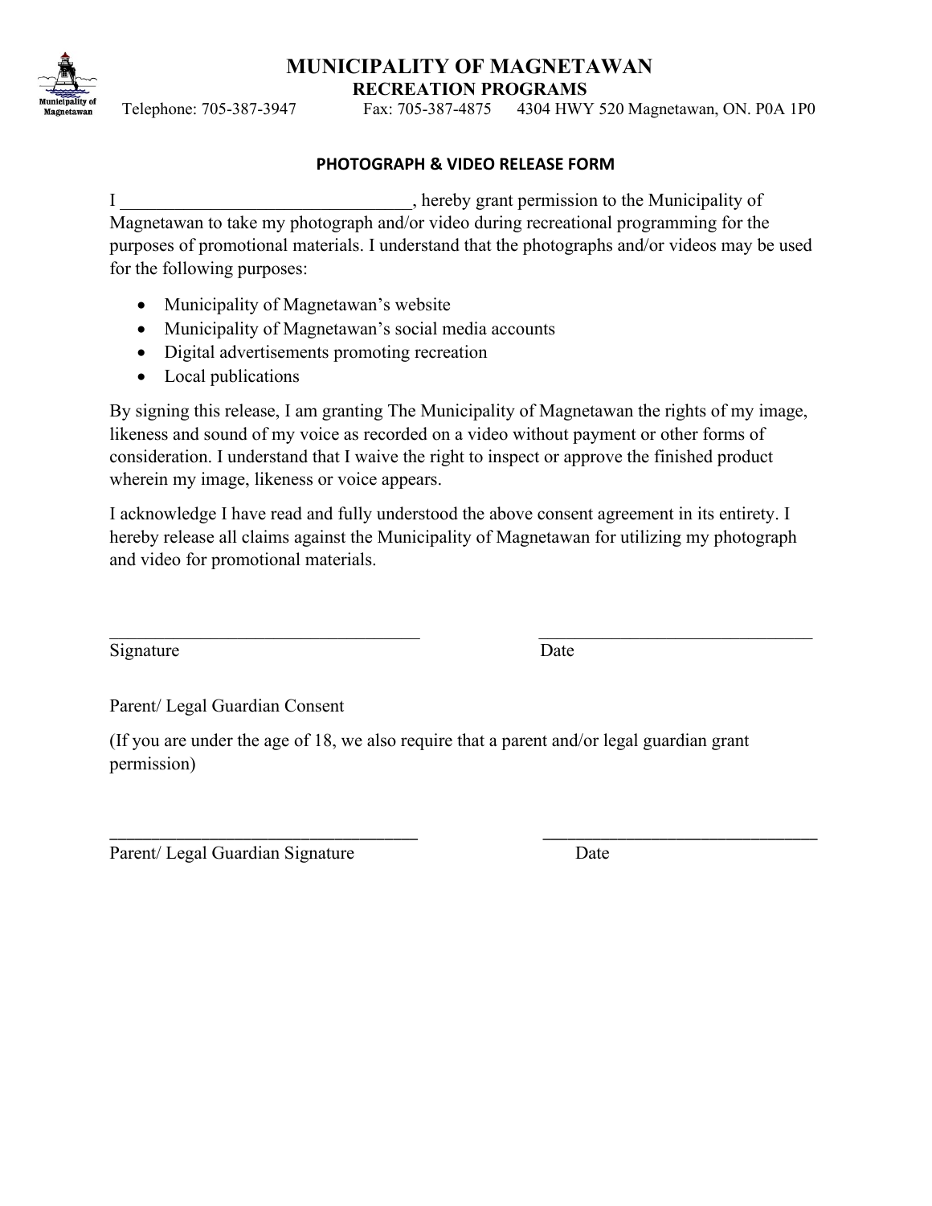# MUNICIPALITY OF MAGNETAWAN
## RECREATION PROGRAMS

Telephone: 705-387-3947 Fax: 705-387-4875 4304 HWY 520 Magnetawan, ON. P0A 1P0

**PHOTOGRAPH & VIDEO RELEASE FORM**

I ________________________________, hereby grant permission to the Municipality of Magnetawan to take my photograph and/or video during recreational programming for the purposes of promotional materials. I understand that the photographs and/or videos may be used for the following purposes:

- Municipality of Magnetawan's website
- Municipality of Magnetawan's social media accounts
- Digital advertisements promoting recreation
- Local publications

By signing this release, I am granting The Municipality of Magnetawan the rights of my image, likeness and sound of my voice as recorded on a video without payment or other forms of consideration. I understand that I waive the right to inspect or approve the finished product wherein my image, likeness or voice appears.

I acknowledge I have read and fully understood the above consent agreement in its entirety. I hereby release all claims against the Municipality of Magnetawan for utilizing my photograph and video for promotional materials.

___________________________________ ___________________________________

Signature Date

Parent/ Legal Guardian Consent

(If you are under the age of 18, we also require that a parent and/or legal guardian grant permission)

___________________________________ ___________________________________

Parent/ Legal Guardian Signature Date